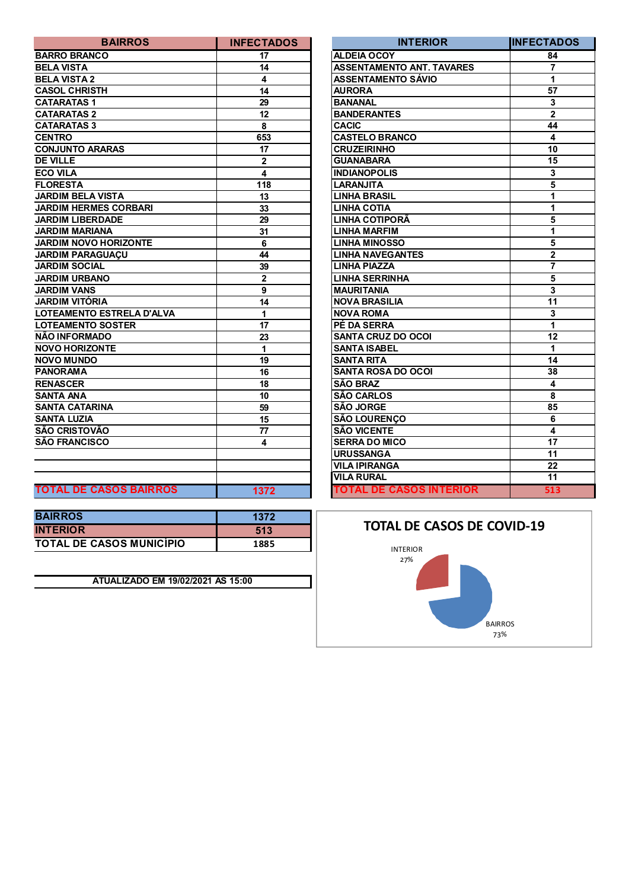| BAIRROS | INFECTADOS |
|---|---|
| BARRO BRANCO | 17 |
| BELA VISTA | 14 |
| BELA VISTA 2 | 4 |
| CASOL CHRISTH | 14 |
| CATARATAS 1 | 29 |
| CATARATAS 2 | 12 |
| CATARATAS 3 | 8 |
| CENTRO | 653 |
| CONJUNTO ARARAS | 17 |
| DE VILLE | 2 |
| ECO VILA | 4 |
| FLORESTA | 118 |
| JARDIM BELA VISTA | 13 |
| JARDIM HERMES CORBARI | 33 |
| JARDIM LIBERDADE | 29 |
| JARDIM MARIANA | 31 |
| JARDIM NOVO HORIZONTE | 6 |
| JARDIM PARAGUAÇU | 44 |
| JARDIM SOCIAL | 39 |
| JARDIM URBANO | 2 |
| JARDIM VANS | 9 |
| JARDIM VITÓRIA | 14 |
| LOTEAMENTO ESTRELA D'ALVA | 1 |
| LOTEAMENTO SOSTER | 17 |
| NÃO INFORMADO | 23 |
| NOVO HORIZONTE | 1 |
| NOVO MUNDO | 19 |
| PANORAMA | 16 |
| RENASCER | 18 |
| SANTA ANA | 10 |
| SANTA CATARINA | 59 |
| SANTA LUZIA | 15 |
| SÃO CRISTOVÃO | 77 |
| SÃO FRANCISCO | 4 |
| | |
| | |
| | |
| TOTAL DE CASOS BAIRROS | 1372 |

| INTERIOR | INFECTADOS |
|---|---|
| ALDEIA OCOY | 84 |
| ASSENTAMENTO ANT. TAVARES | 7 |
| ASSENTAMENTO SÁVIO | 1 |
| AURORA | 57 |
| BANANAL | 3 |
| BANDERANTES | 2 |
| CACIC | 44 |
| CASTELO BRANCO | 4 |
| CRUZEIRINHO | 10 |
| GUANABARA | 15 |
| INDIANOPOLIS | 3 |
| LARANJITA | 5 |
| LINHA BRASIL | 1 |
| LINHA COTIA | 1 |
| LINHA COTIPORÃ | 5 |
| LINHA MARFIM | 1 |
| LINHA MINOSSO | 5 |
| LINHA NAVEGANTES | 2 |
| LINHA PIAZZA | 7 |
| LINHA SERRINHA | 5 |
| MAURITANIA | 3 |
| NOVA BRASILIA | 11 |
| NOVA ROMA | 3 |
| PÉ DA SERRA | 1 |
| SANTA CRUZ DO OCOI | 12 |
| SANTA ISABEL | 1 |
| SANTA RITA | 14 |
| SANTA ROSA DO OCOI | 38 |
| SÃO BRAZ | 4 |
| SÃO CARLOS | 8 |
| SÃO JORGE | 85 |
| SÃO LOURENÇO | 6 |
| SÃO VICENTE | 4 |
| SERRA DO MICO | 17 |
| URUSSANGA | 11 |
| VILA IPIRANGA | 22 |
| VILA RURAL | 11 |
| TOTAL DE CASOS INTERIOR | 513 |

| | |
|---|---|
| BAIRROS | 1372 |
| INTERIOR | 513 |
| TOTAL DE CASOS MUNICÍPIO | 1885 |

ATUALIZADO EM 19/02/2021 AS 15:00

## TOTAL DE CASOS DE COVID-19

INTERIOR 27%

BAIRROS 73%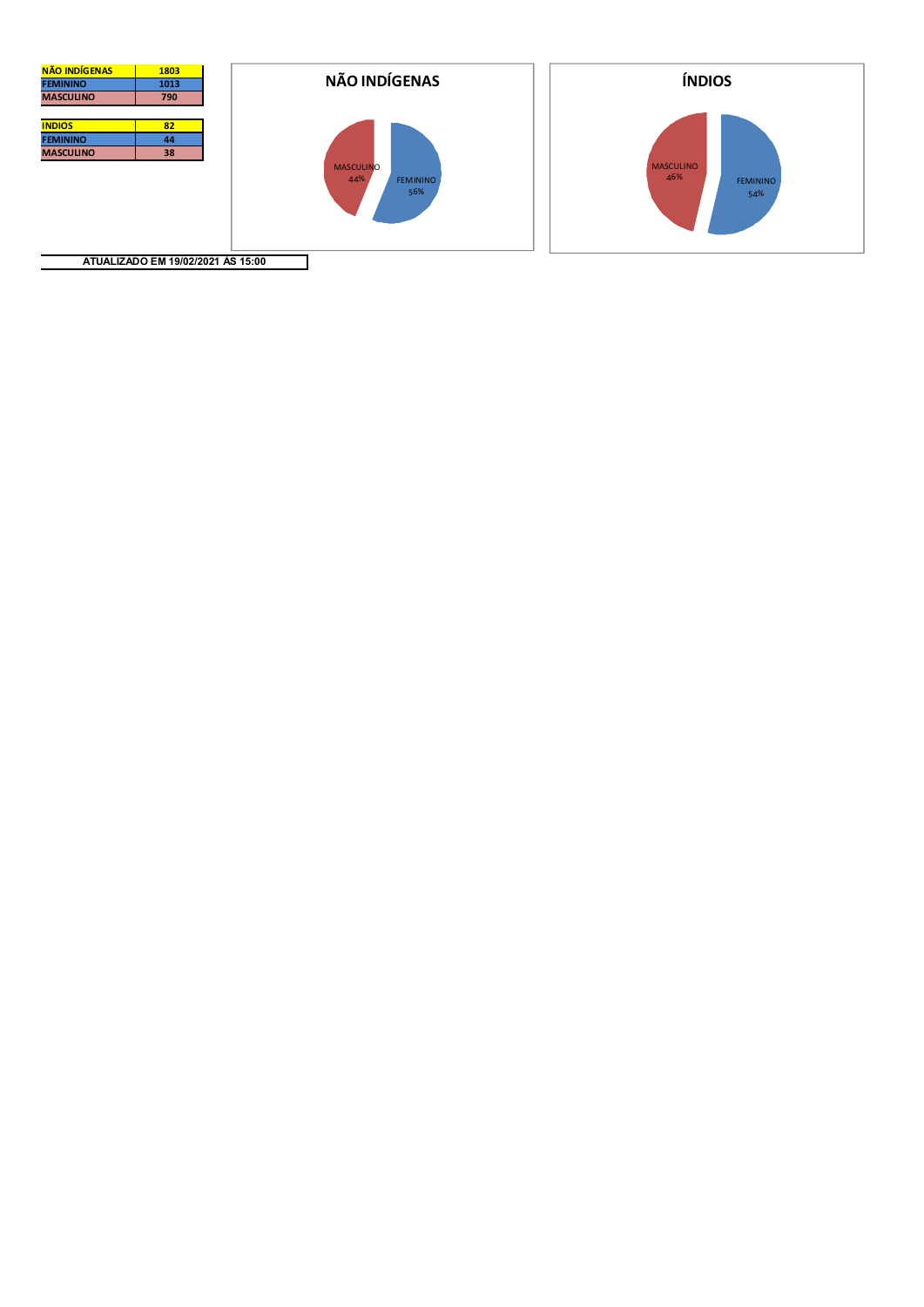| NÃO INDÍGENAS | 1803 |
|---|---|
| FEMININO | 1013 |
| MASCULINO | 790 |

| INDIOS | 82 |
|---|---|
| FEMININO | 44 |
| MASCULINO | 38 |

**NÃO INDÍGENAS**

MASCULINO 44%
FEMININO 56%

**ÍNDIOS**

MASCULINO 46%
FEMININO 54%

**ATUALIZADO EM 19/02/2021 AS 15:00**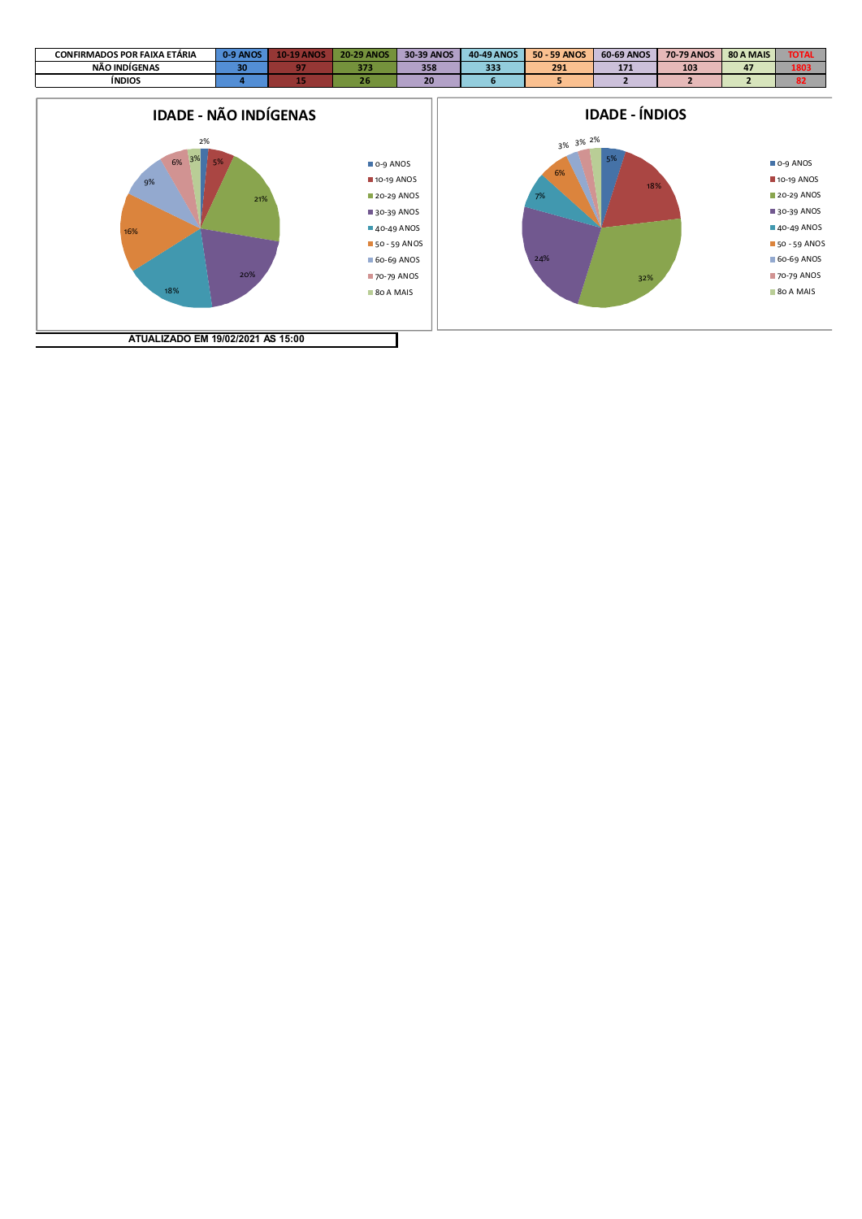| CONFIRMADOS POR FAIXA ETÁRIA | 0-9 ANOS | 10-19 ANOS | 20-29 ANOS | 30-39 ANOS | 40-49 ANOS | 50 - 59 ANOS | 60-69 ANOS | 70-79 ANOS | 80 A MAIS | TOTAL |
|---|---|---|---|---|---|---|---|---|---|---|
| NÃO INDÍGENAS | 30 | 97 | 373 | 358 | 333 | 291 | 171 | 103 | 47 | 1803 |
| ÍNDIOS | 4 | 15 | 26 | 20 | 6 | 5 | 2 | 2 | 2 | 82 |

## IDADE - NÃO INDÍGENAS

| Faixa etária | % |
|---|---|
| 0-9 ANOS | 2% |
| 10-19 ANOS | 5% |
| 20-29 ANOS | 21% |
| 30-39 ANOS | 20% |
| 40-49 ANOS | 18% |
| 50 - 59 ANOS | 16% |
| 60-69 ANOS | 9% |
| 70-79 ANOS | 6% |
| 80 A MAIS | 3% |

## IDADE - ÍNDIOS

| Faixa etária | % |
|---|---|
| 0-9 ANOS | 5% |
| 10-19 ANOS | 18% |
| 20-29 ANOS | 32% |
| 30-39 ANOS | 24% |
| 40-49 ANOS | 7% |
| 50 - 59 ANOS | 6% |
| 60-69 ANOS | 3% |
| 70-79 ANOS | 3% |
| 80 A MAIS | 2% |

**ATUALIZADO EM 19/02/2021 ÀS 15:00**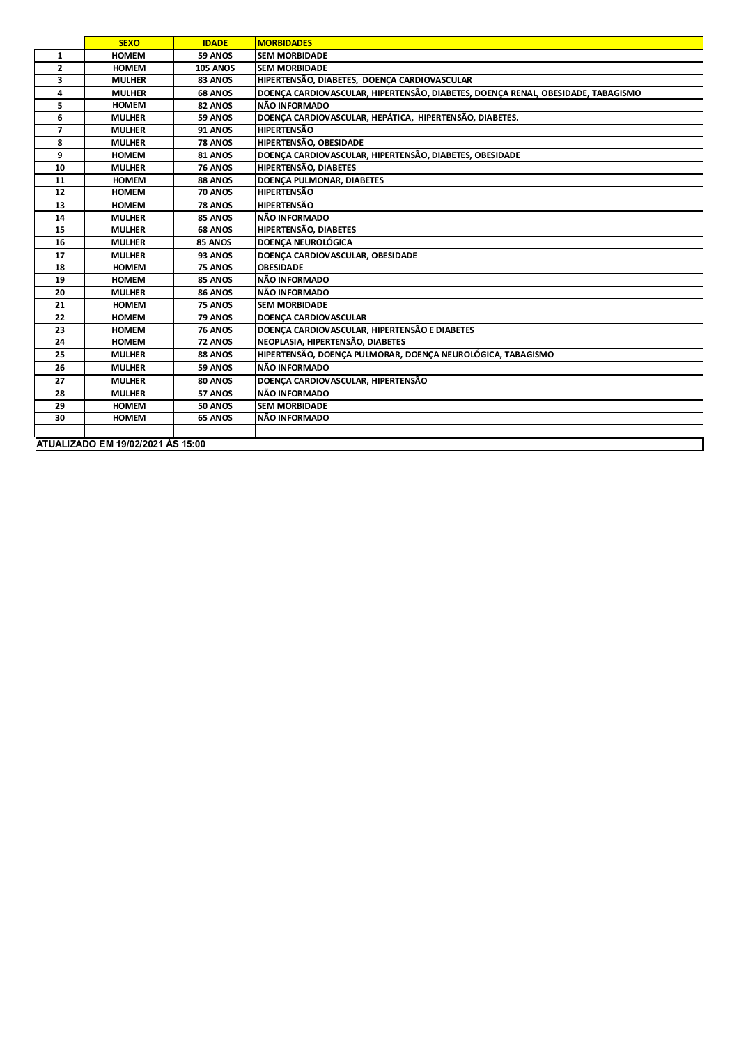|  | SEXO | IDADE | MORBIDADES |
|---|---|---|---|
| 1 | HOMEM | 59 ANOS | SEM MORBIDADE |
| 2 | HOMEM | 105 ANOS | SEM MORBIDADE |
| 3 | MULHER | 83 ANOS | HIPERTENSÃO, DIABETES, DOENÇA CARDIOVASCULAR |
| 4 | MULHER | 68 ANOS | DOENÇA CARDIOVASCULAR, HIPERTENSÃO, DIABETES, DOENÇA RENAL, OBESIDADE, TABAGISMO |
| 5 | HOMEM | 82 ANOS | NÃO INFORMADO |
| 6 | MULHER | 59 ANOS | DOENÇA CARDIOVASCULAR, HEPÁTICA, HIPERTENSÃO, DIABETES. |
| 7 | MULHER | 91 ANOS | HIPERTENSÃO |
| 8 | MULHER | 78 ANOS | HIPERTENSÃO, OBESIDADE |
| 9 | HOMEM | 81 ANOS | DOENÇA CARDIOVASCULAR, HIPERTENSÃO, DIABETES, OBESIDADE |
| 10 | MULHER | 76 ANOS | HIPERTENSÃO, DIABETES |
| 11 | HOMEM | 88 ANOS | DOENÇA PULMONAR, DIABETES |
| 12 | HOMEM | 70 ANOS | HIPERTENSÃO |
| 13 | HOMEM | 78 ANOS | HIPERTENSÃO |
| 14 | MULHER | 85 ANOS | NÃO INFORMADO |
| 15 | MULHER | 68 ANOS | HIPERTENSÃO, DIABETES |
| 16 | MULHER | 85 ANOS | DOENÇA NEUROLÓGICA |
| 17 | MULHER | 93 ANOS | DOENÇA CARDIOVASCULAR, OBESIDADE |
| 18 | HOMEM | 75 ANOS | OBESIDADE |
| 19 | HOMEM | 85 ANOS | NÃO INFORMADO |
| 20 | MULHER | 86 ANOS | NÃO INFORMADO |
| 21 | HOMEM | 75 ANOS | SEM MORBIDADE |
| 22 | HOMEM | 79 ANOS | DOENÇA CARDIOVASCULAR |
| 23 | HOMEM | 76 ANOS | DOENÇA CARDIOVASCULAR, HIPERTENSÃO E DIABETES |
| 24 | HOMEM | 72 ANOS | NEOPLASIA, HIPERTENSÃO, DIABETES |
| 25 | MULHER | 88 ANOS | HIPERTENSÃO, DOENÇA PULMORAR, DOENÇA NEUROLÓGICA, TABAGISMO |
| 26 | MULHER | 59 ANOS | NÃO INFORMADO |
| 27 | MULHER | 80 ANOS | DOENÇA CARDIOVASCULAR, HIPERTENSÃO |
| 28 | MULHER | 57 ANOS | NÃO INFORMADO |
| 29 | HOMEM | 50 ANOS | SEM MORBIDADE |
| 30 | HOMEM | 65 ANOS | NÃO INFORMADO |

ATUALIZADO EM 19/02/2021 ÀS 15:00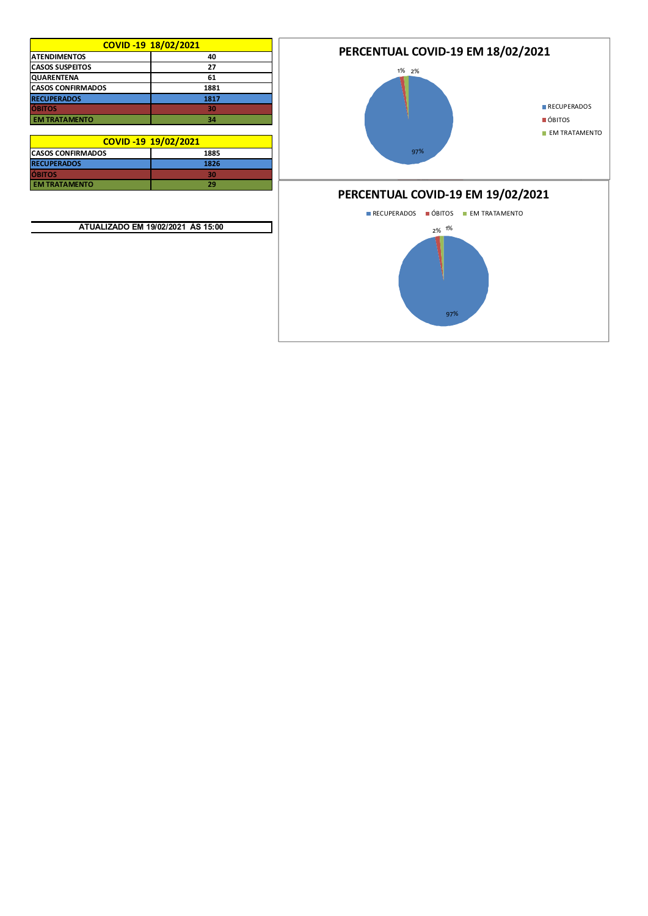| COVID -19 18/02/2021 | |
|---|---|
| ATENDIMENTOS | 40 |
| CASOS SUSPEITOS | 27 |
| QUARENTENA | 61 |
| CASOS CONFIRMADOS | 1881 |
| RECUPERADOS | 1817 |
| ÓBITOS | 30 |
| EM TRATAMENTO | 34 |

| COVID -19 19/02/2021 | |
|---|---|
| CASOS CONFIRMADOS | 1885 |
| RECUPERADOS | 1826 |
| ÓBITOS | 30 |
| EM TRATAMENTO | 29 |

**ATUALIZADO EM 19/02/2021 ÀS 15:00**

## PERCENTUAL COVID-19 EM 18/02/2021

1%
2%
97%

RECUPERADOS
ÓBITOS
EM TRATAMENTO

## PERCENTUAL COVID-19 EM 19/02/2021

RECUPERADOS ÓBITOS EM TRATAMENTO

2%
1%
97%